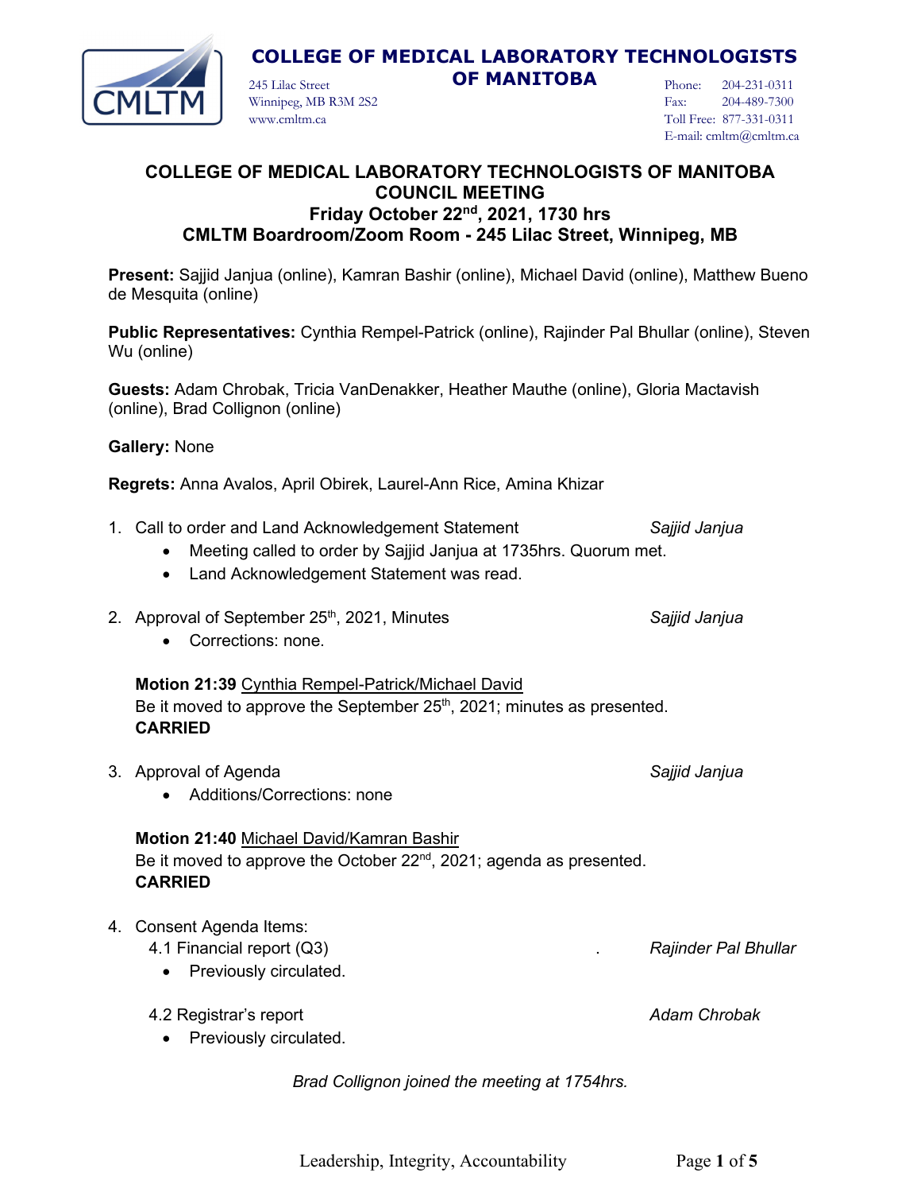**COLLEGE OF MEDICAL LABORATORY TECHNOLOGISTS OF MANITOBA**

245 Lilac Street
Winnipeg, MB R3M 2S2
www.cmltm.ca

Phone: 204-231-0311
Fax: 204-489-7300
Toll Free: 877-331-0311
E-mail: cmltm@cmltm.ca

# COLLEGE OF MEDICAL LABORATORY TECHNOLOGISTS OF MANITOBA
## COUNCIL MEETING
## Friday October 22nd, 2021, 1730 hrs
## CMLTM Boardroom/Zoom Room - 245 Lilac Street, Winnipeg, MB

**Present:** Sajjid Janjua (online), Kamran Bashir (online), Michael David (online), Matthew Bueno de Mesquita (online)

**Public Representatives:** Cynthia Rempel-Patrick (online), Rajinder Pal Bhullar (online), Steven Wu (online)

**Guests:** Adam Chrobak, Tricia VanDenakker, Heather Mauthe (online), Gloria Mactavish (online), Brad Collignon (online)

**Gallery:** None

**Regrets:** Anna Avalos, April Obirek, Laurel-Ann Rice, Amina Khizar

1. Call to order and Land Acknowledgement Statement — *Sajjid Janjua*
   - Meeting called to order by Sajjid Janjua at 1735hrs. Quorum met.
   - Land Acknowledgement Statement was read.

2. Approval of September 25th, 2021, Minutes — *Sajjid Janjua*
   - Corrections: none.

   **Motion 21:39** Cynthia Rempel-Patrick/Michael David
   Be it moved to approve the September 25th, 2021; minutes as presented.
   **CARRIED**

3. Approval of Agenda — *Sajjid Janjua*
   - Additions/Corrections: none

   **Motion 21:40** Michael David/Kamran Bashir
   Be it moved to approve the October 22nd, 2021; agenda as presented.
   **CARRIED**

4. Consent Agenda Items:
   4.1 Financial report (Q3) — *Rajinder Pal Bhullar*
   - Previously circulated.

   4.2 Registrar's report — *Adam Chrobak*
   - Previously circulated.

*Brad Collignon joined the meeting at 1754hrs.*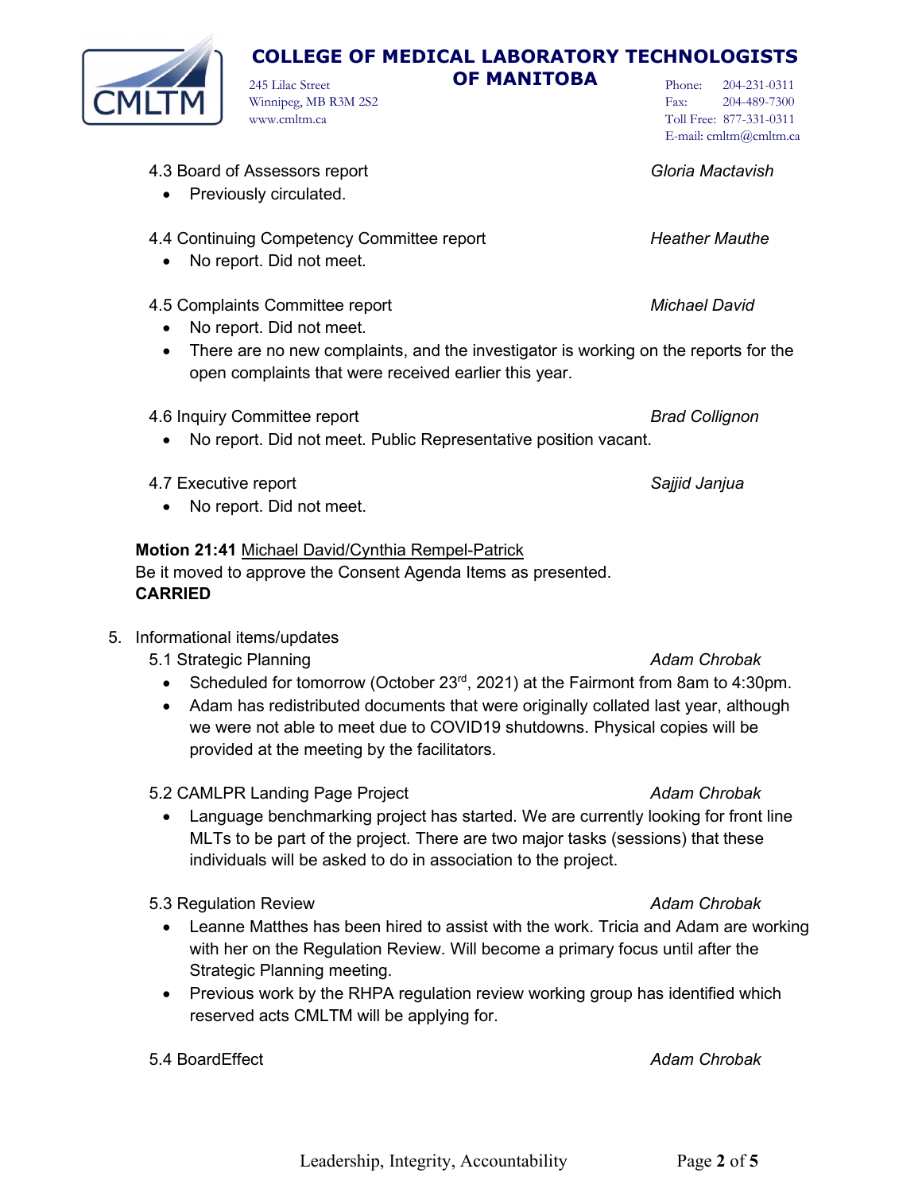4.3 Board of Assessors report *Gloria Mactavish*

- Previously circulated.

4.4 Continuing Competency Committee report *Heather Mauthe*

- No report. Did not meet.

4.5 Complaints Committee report *Michael David*

- No report. Did not meet.
- There are no new complaints, and the investigator is working on the reports for the open complaints that were received earlier this year.

4.6 Inquiry Committee report *Brad Collignon*

- No report. Did not meet. Public Representative position vacant.

4.7 Executive report *Sajjid Janjua*

- No report. Did not meet.

**Motion 21:41** Michael David/Cynthia Rempel-Patrick
Be it moved to approve the Consent Agenda Items as presented.
**CARRIED**

5. Informational items/updates

5.1 Strategic Planning *Adam Chrobak*

- Scheduled for tomorrow (October 23rd, 2021) at the Fairmont from 8am to 4:30pm.
- Adam has redistributed documents that were originally collated last year, although we were not able to meet due to COVID19 shutdowns. Physical copies will be provided at the meeting by the facilitators.

5.2 CAMLPR Landing Page Project *Adam Chrobak*

- Language benchmarking project has started. We are currently looking for front line MLTs to be part of the project. There are two major tasks (sessions) that these individuals will be asked to do in association to the project.

5.3 Regulation Review *Adam Chrobak*

- Leanne Matthes has been hired to assist with the work. Tricia and Adam are working with her on the Regulation Review. Will become a primary focus until after the Strategic Planning meeting.
- Previous work by the RHPA regulation review working group has identified which reserved acts CMLTM will be applying for.

5.4 BoardEffect *Adam Chrobak*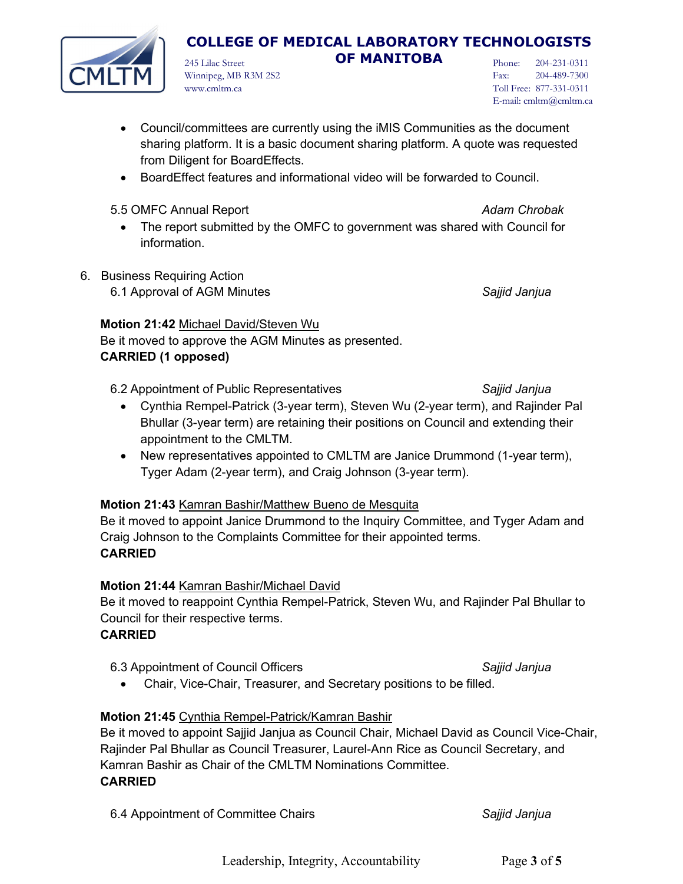- Council/committees are currently using the iMIS Communities as the document sharing platform. It is a basic document sharing platform. A quote was requested from Diligent for BoardEffects.
- BoardEffect features and informational video will be forwarded to Council.

5.5 OMFC Annual Report *Adam Chrobak*

- The report submitted by the OMFC to government was shared with Council for information.

6. Business Requiring Action

6.1 Approval of AGM Minutes *Sajjid Janjua*

**Motion 21:42** Michael David/Steven Wu
Be it moved to approve the AGM Minutes as presented.
**CARRIED (1 opposed)**

6.2 Appointment of Public Representatives *Sajjid Janjua*

- Cynthia Rempel-Patrick (3-year term), Steven Wu (2-year term), and Rajinder Pal Bhullar (3-year term) are retaining their positions on Council and extending their appointment to the CMLTM.
- New representatives appointed to CMLTM are Janice Drummond (1-year term), Tyger Adam (2-year term), and Craig Johnson (3-year term).

**Motion 21:43** Kamran Bashir/Matthew Bueno de Mesquita
Be it moved to appoint Janice Drummond to the Inquiry Committee, and Tyger Adam and Craig Johnson to the Complaints Committee for their appointed terms.
**CARRIED**

**Motion 21:44** Kamran Bashir/Michael David
Be it moved to reappoint Cynthia Rempel-Patrick, Steven Wu, and Rajinder Pal Bhullar to Council for their respective terms.
**CARRIED**

6.3 Appointment of Council Officers *Sajjid Janjua*

- Chair, Vice-Chair, Treasurer, and Secretary positions to be filled.

**Motion 21:45** Cynthia Rempel-Patrick/Kamran Bashir
Be it moved to appoint Sajjid Janjua as Council Chair, Michael David as Council Vice-Chair, Rajinder Pal Bhullar as Council Treasurer, Laurel-Ann Rice as Council Secretary, and Kamran Bashir as Chair of the CMLTM Nominations Committee.
**CARRIED**

6.4 Appointment of Committee Chairs *Sajjid Janjua*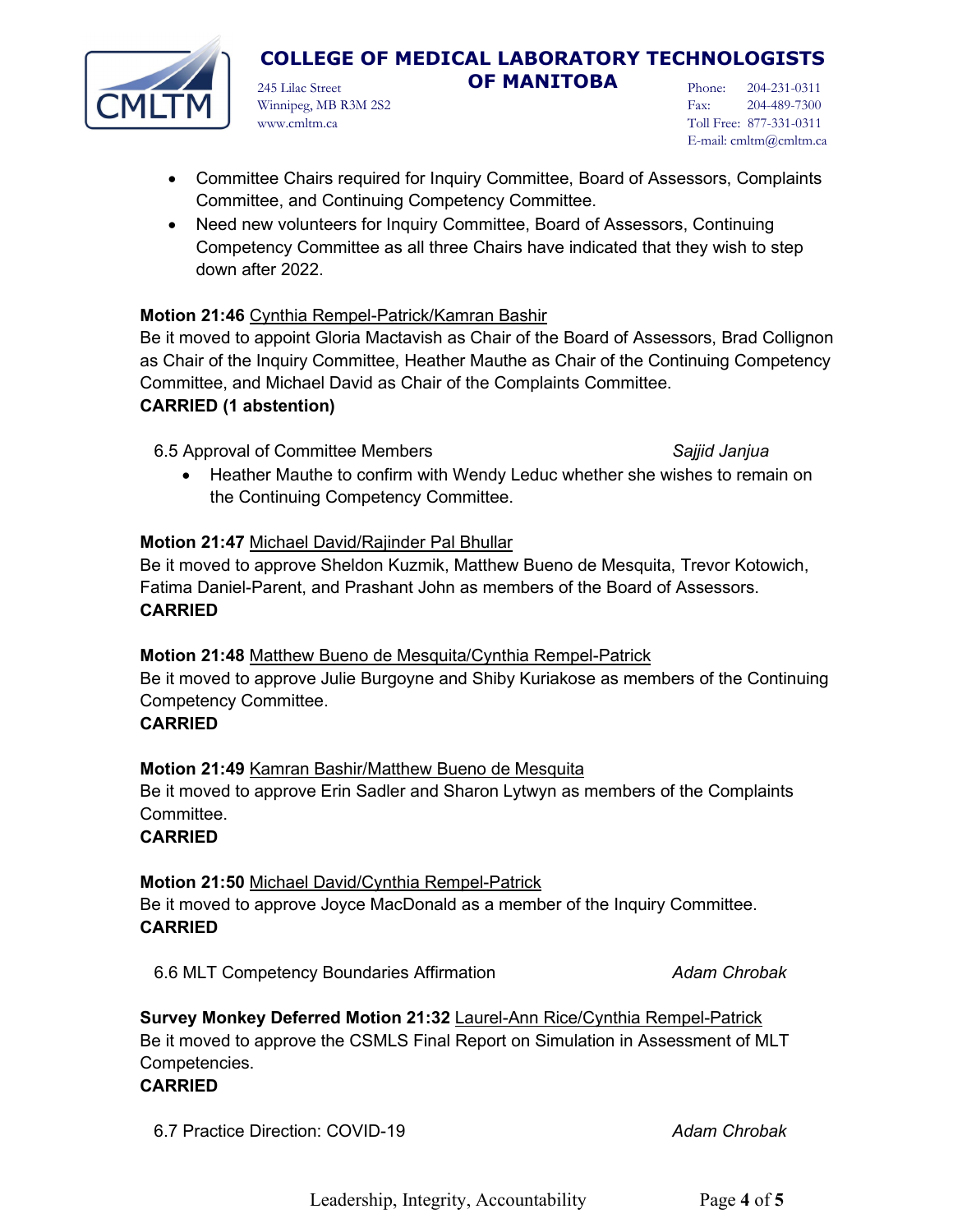- Committee Chairs required for Inquiry Committee, Board of Assessors, Complaints Committee, and Continuing Competency Committee.
- Need new volunteers for Inquiry Committee, Board of Assessors, Continuing Competency Committee as all three Chairs have indicated that they wish to step down after 2022.

**Motion 21:46** Cynthia Rempel-Patrick/Kamran Bashir
Be it moved to appoint Gloria Mactavish as Chair of the Board of Assessors, Brad Collignon as Chair of the Inquiry Committee, Heather Mauthe as Chair of the Continuing Competency Committee, and Michael David as Chair of the Complaints Committee.
**CARRIED (1 abstention)**

6.5 Approval of Committee Members *Sajjid Janjua*

- Heather Mauthe to confirm with Wendy Leduc whether she wishes to remain on the Continuing Competency Committee.

**Motion 21:47** Michael David/Rajinder Pal Bhullar
Be it moved to approve Sheldon Kuzmik, Matthew Bueno de Mesquita, Trevor Kotowich, Fatima Daniel-Parent, and Prashant John as members of the Board of Assessors.
**CARRIED**

**Motion 21:48** Matthew Bueno de Mesquita/Cynthia Rempel-Patrick
Be it moved to approve Julie Burgoyne and Shiby Kuriakose as members of the Continuing Competency Committee.
**CARRIED**

**Motion 21:49** Kamran Bashir/Matthew Bueno de Mesquita
Be it moved to approve Erin Sadler and Sharon Lytwyn as members of the Complaints Committee.
**CARRIED**

**Motion 21:50** Michael David/Cynthia Rempel-Patrick
Be it moved to approve Joyce MacDonald as a member of the Inquiry Committee.
**CARRIED**

6.6 MLT Competency Boundaries Affirmation *Adam Chrobak*

**Survey Monkey Deferred Motion 21:32** Laurel-Ann Rice/Cynthia Rempel-Patrick
Be it moved to approve the CSMLS Final Report on Simulation in Assessment of MLT Competencies.
**CARRIED**

6.7 Practice Direction: COVID-19 *Adam Chrobak*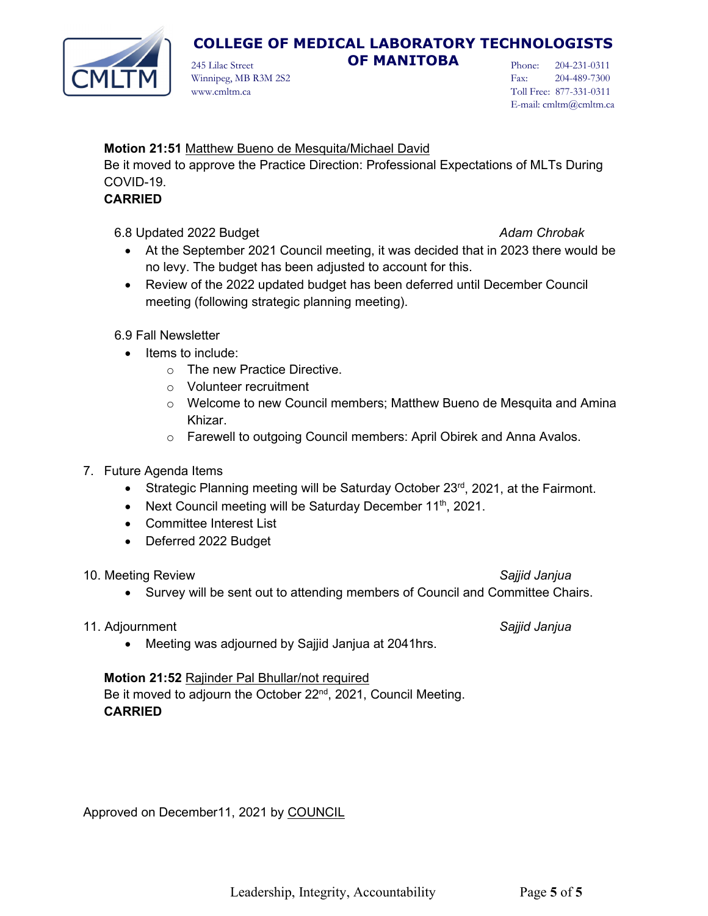**Motion 21:51** Matthew Bueno de Mesquita/Michael David
Be it moved to approve the Practice Direction: Professional Expectations of MLTs During COVID-19.
**CARRIED**

6.8 Updated 2022 Budget *Adam Chrobak*

- At the September 2021 Council meeting, it was decided that in 2023 there would be no levy. The budget has been adjusted to account for this.
- Review of the 2022 updated budget has been deferred until December Council meeting (following strategic planning meeting).

6.9 Fall Newsletter

- Items to include:
  - The new Practice Directive.
  - Volunteer recruitment
  - Welcome to new Council members; Matthew Bueno de Mesquita and Amina Khizar.
  - Farewell to outgoing Council members: April Obirek and Anna Avalos.

7. Future Agenda Items
   - Strategic Planning meeting will be Saturday October 23rd, 2021, at the Fairmont.
   - Next Council meeting will be Saturday December 11th, 2021.
   - Committee Interest List
   - Deferred 2022 Budget

10. Meeting Review *Sajjid Janjua*
    - Survey will be sent out to attending members of Council and Committee Chairs.

11. Adjournment *Sajjid Janjua*
    - Meeting was adjourned by Sajjid Janjua at 2041hrs.

**Motion 21:52** Rajinder Pal Bhullar/not required
Be it moved to adjourn the October 22nd, 2021, Council Meeting.
**CARRIED**

Approved on December11, 2021 by COUNCIL

Leadership, Integrity, Accountability